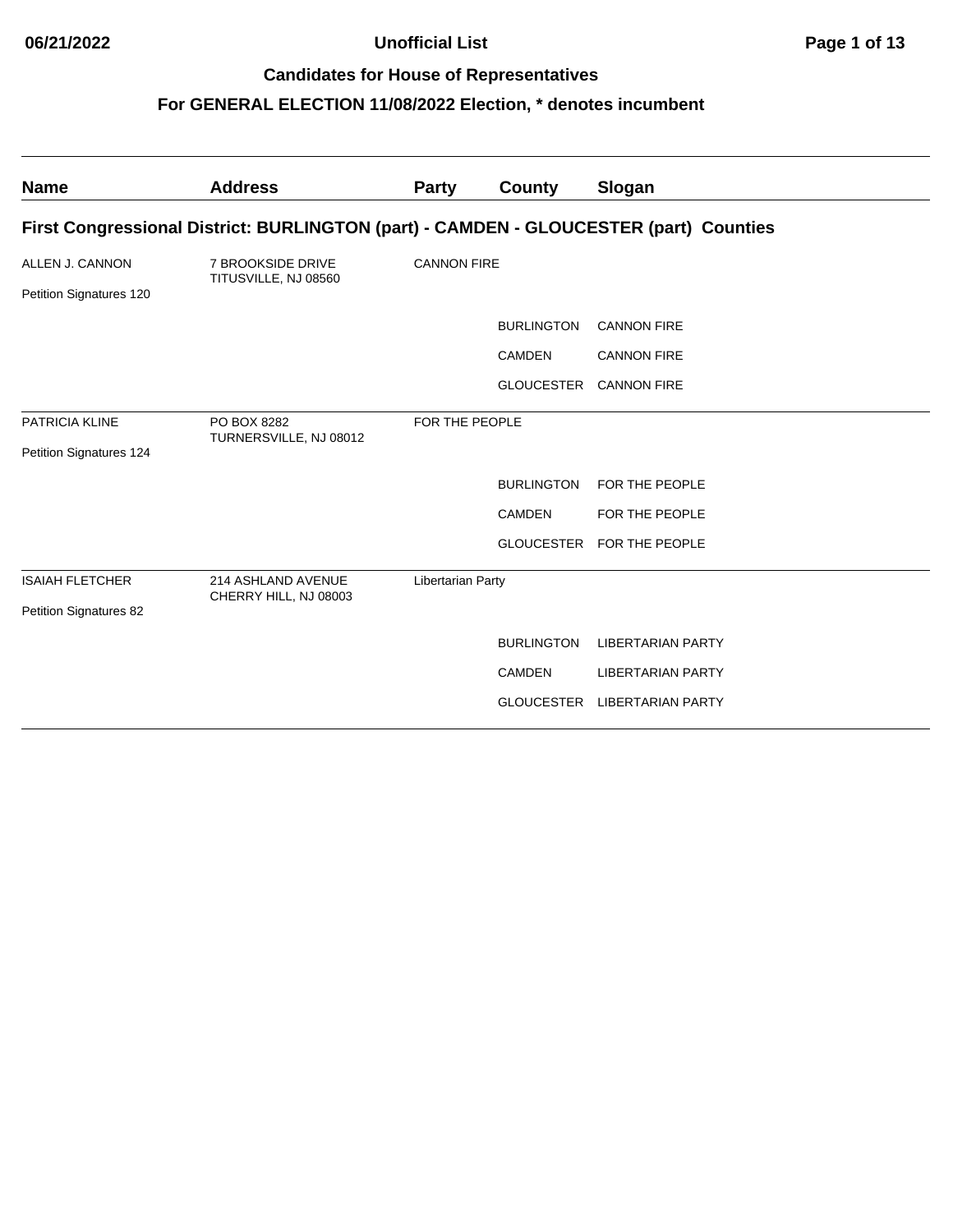# Unofficial List

## Candidates for House of Representatives

## For GENERAL ELECTION 11/08/2022 Election, * denotes incumbent

| Name | Address | Party | County | Slogan |
|---|---|---|---|---|
| **First Congressional District: BURLINGTON (part) - CAMDEN - GLOUCESTER (part) Counties** | | | | |
| ALLEN J. CANNON | 7 BROOKSIDE DRIVE TITUSVILLE, NJ 08560 | CANNON FIRE | | |
| Petition Signatures 120 | | | | |
| | | | BURLINGTON | CANNON FIRE |
| | | | CAMDEN | CANNON FIRE |
| | | | GLOUCESTER | CANNON FIRE |
| PATRICIA KLINE | PO BOX 8282 TURNERSVILLE, NJ 08012 | FOR THE PEOPLE | | |
| Petition Signatures 124 | | | | |
| | | | BURLINGTON | FOR THE PEOPLE |
| | | | CAMDEN | FOR THE PEOPLE |
| | | | GLOUCESTER | FOR THE PEOPLE |
| ISAIAH FLETCHER | 214 ASHLAND AVENUE CHERRY HILL, NJ 08003 | Libertarian Party | | |
| Petition Signatures 82 | | | | |
| | | | BURLINGTON | LIBERTARIAN PARTY |
| | | | CAMDEN | LIBERTARIAN PARTY |
| | | | GLOUCESTER | LIBERTARIAN PARTY |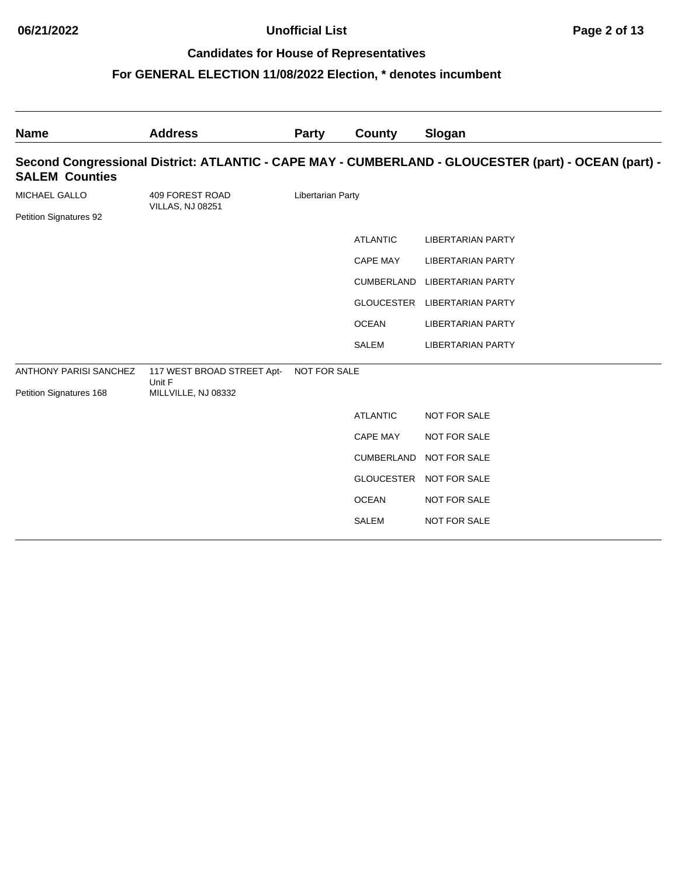**Unofficial List**

**Candidates for House of Representatives**

**For GENERAL ELECTION 11/08/2022 Election, * denotes incumbent**

| Name | Address | Party | County | Slogan |
| --- | --- | --- | --- | --- |
| **Second Congressional District: ATLANTIC - CAPE MAY - CUMBERLAND - GLOUCESTER (part) - OCEAN (part) - SALEM Counties** | | | | |
| MICHAEL GALLO | 409 FOREST ROAD VILLAS, NJ 08251 | Libertarian Party | | |
| Petition Signatures 92 | | | | |
| | | | ATLANTIC | LIBERTARIAN PARTY |
| | | | CAPE MAY | LIBERTARIAN PARTY |
| | | | CUMBERLAND | LIBERTARIAN PARTY |
| | | | GLOUCESTER | LIBERTARIAN PARTY |
| | | | OCEAN | LIBERTARIAN PARTY |
| | | | SALEM | LIBERTARIAN PARTY |
| ANTHONY PARISI SANCHEZ | 117 WEST BROAD STREET Apt-Unit F MILLVILLE, NJ 08332 | NOT FOR SALE | | |
| Petition Signatures 168 | | | | |
| | | | ATLANTIC | NOT FOR SALE |
| | | | CAPE MAY | NOT FOR SALE |
| | | | CUMBERLAND | NOT FOR SALE |
| | | | GLOUCESTER | NOT FOR SALE |
| | | | OCEAN | NOT FOR SALE |
| | | | SALEM | NOT FOR SALE |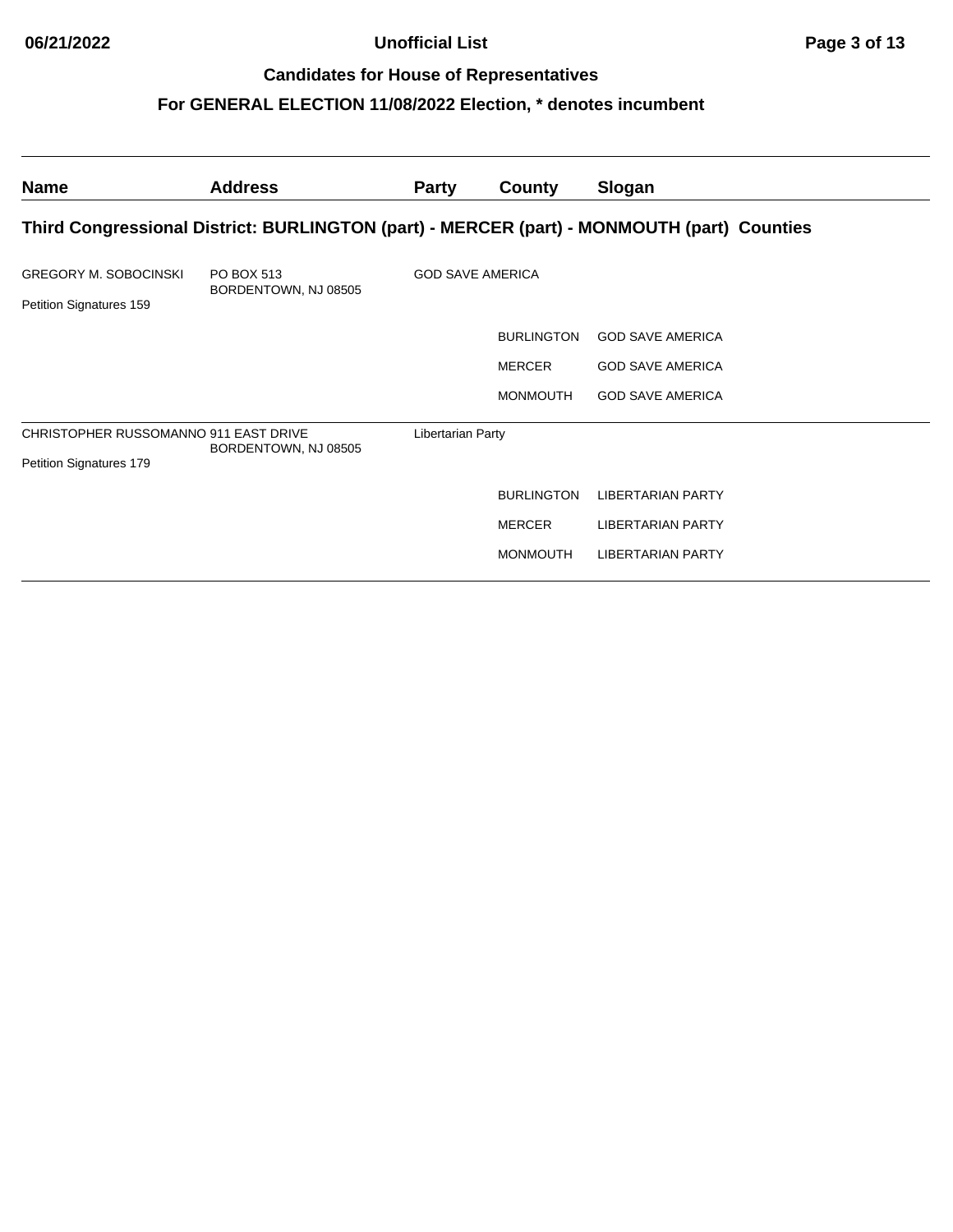**Candidates for House of Representatives**

**For GENERAL ELECTION 11/08/2022 Election, * denotes incumbent**

| Name | Address | Party | County | Slogan |
|---|---|---|---|---|

## Third Congressional District: BURLINGTON (part) - MERCER (part) - MONMOUTH (part) Counties

| Name | Address | Party | County | Slogan |
|---|---|---|---|---|
| GREGORY M. SOBOCINSKI<br>Petition Signatures 159 | PO BOX 513<br>BORDENTOWN, NJ 08505 | GOD SAVE AMERICA | | |
| | | | BURLINGTON | GOD SAVE AMERICA |
| | | | MERCER | GOD SAVE AMERICA |
| | | | MONMOUTH | GOD SAVE AMERICA |
| CHRISTOPHER RUSSOMANNO<br>Petition Signatures 179 | 911 EAST DRIVE<br>BORDENTOWN, NJ 08505 | Libertarian Party | | |
| | | | BURLINGTON | LIBERTARIAN PARTY |
| | | | MERCER | LIBERTARIAN PARTY |
| | | | MONMOUTH | LIBERTARIAN PARTY |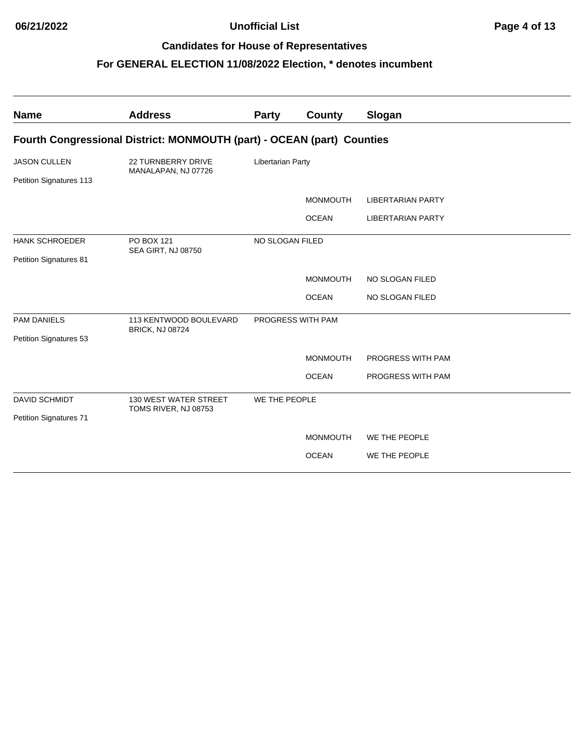## Candidates for House of Representatives

## For GENERAL ELECTION 11/08/2022 Election, * denotes incumbent

| Name | Address | Party | County | Slogan |
| --- | --- | --- | --- | --- |
| **Fourth Congressional District: MONMOUTH (part) - OCEAN (part) Counties** | | | | |
| JASON CULLEN | 22 TURNBERRY DRIVE MANALAPAN, NJ 07726 | Libertarian Party | | |
| Petition Signatures 113 | | | | |
| | | | MONMOUTH | LIBERTARIAN PARTY |
| | | | OCEAN | LIBERTARIAN PARTY |
| HANK SCHROEDER | PO BOX 121 SEA GIRT, NJ 08750 | NO SLOGAN FILED | | |
| Petition Signatures 81 | | | | |
| | | | MONMOUTH | NO SLOGAN FILED |
| | | | OCEAN | NO SLOGAN FILED |
| PAM DANIELS | 113 KENTWOOD BOULEVARD BRICK, NJ 08724 | PROGRESS WITH PAM | | |
| Petition Signatures 53 | | | | |
| | | | MONMOUTH | PROGRESS WITH PAM |
| | | | OCEAN | PROGRESS WITH PAM |
| DAVID SCHMIDT | 130 WEST WATER STREET TOMS RIVER, NJ 08753 | WE THE PEOPLE | | |
| Petition Signatures 71 | | | | |
| | | | MONMOUTH | WE THE PEOPLE |
| | | | OCEAN | WE THE PEOPLE |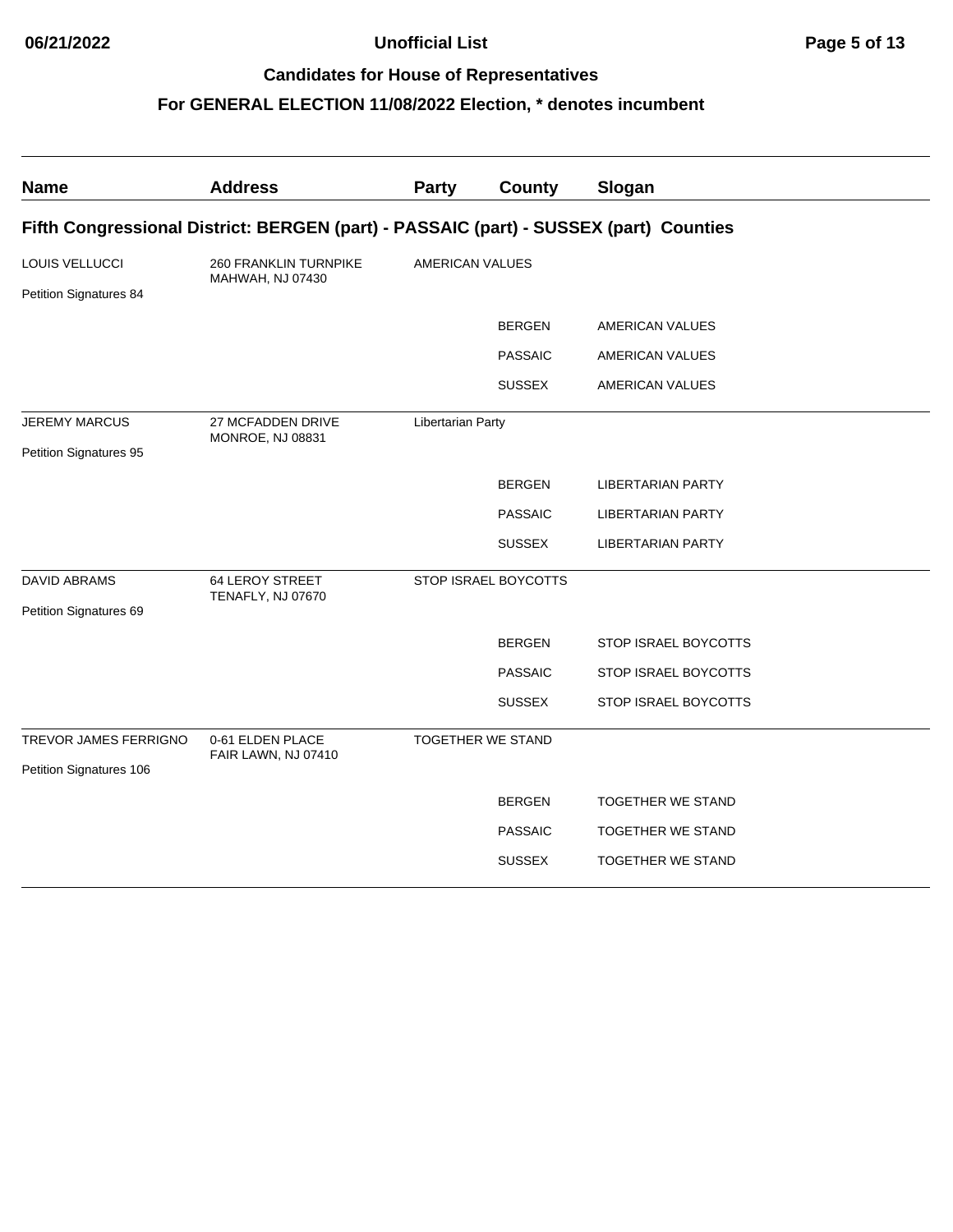## Candidates for House of Representatives

## For GENERAL ELECTION 11/08/2022 Election, * denotes incumbent

| Name | Address | Party | County | Slogan |
| --- | --- | --- | --- | --- |

### Fifth Congressional District: BERGEN (part) - PASSAIC (part) - SUSSEX (part) Counties

| Name | Address | Party | County | Slogan |
| --- | --- | --- | --- | --- |
| LOUIS VELLUCCI<br>Petition Signatures 84 | 260 FRANKLIN TURNPIKE<br>MAHWAH, NJ 07430 | AMERICAN VALUES | | |
| | | | BERGEN | AMERICAN VALUES |
| | | | PASSAIC | AMERICAN VALUES |
| | | | SUSSEX | AMERICAN VALUES |
| JEREMY MARCUS<br>Petition Signatures 95 | 27 MCFADDEN DRIVE<br>MONROE, NJ 08831 | Libertarian Party | | |
| | | | BERGEN | LIBERTARIAN PARTY |
| | | | PASSAIC | LIBERTARIAN PARTY |
| | | | SUSSEX | LIBERTARIAN PARTY |
| DAVID ABRAMS<br>Petition Signatures 69 | 64 LEROY STREET<br>TENAFLY, NJ 07670 | STOP ISRAEL BOYCOTTS | | |
| | | | BERGEN | STOP ISRAEL BOYCOTTS |
| | | | PASSAIC | STOP ISRAEL BOYCOTTS |
| | | | SUSSEX | STOP ISRAEL BOYCOTTS |
| TREVOR JAMES FERRIGNO<br>Petition Signatures 106 | 0-61 ELDEN PLACE<br>FAIR LAWN, NJ 07410 | TOGETHER WE STAND | | |
| | | | BERGEN | TOGETHER WE STAND |
| | | | PASSAIC | TOGETHER WE STAND |
| | | | SUSSEX | TOGETHER WE STAND |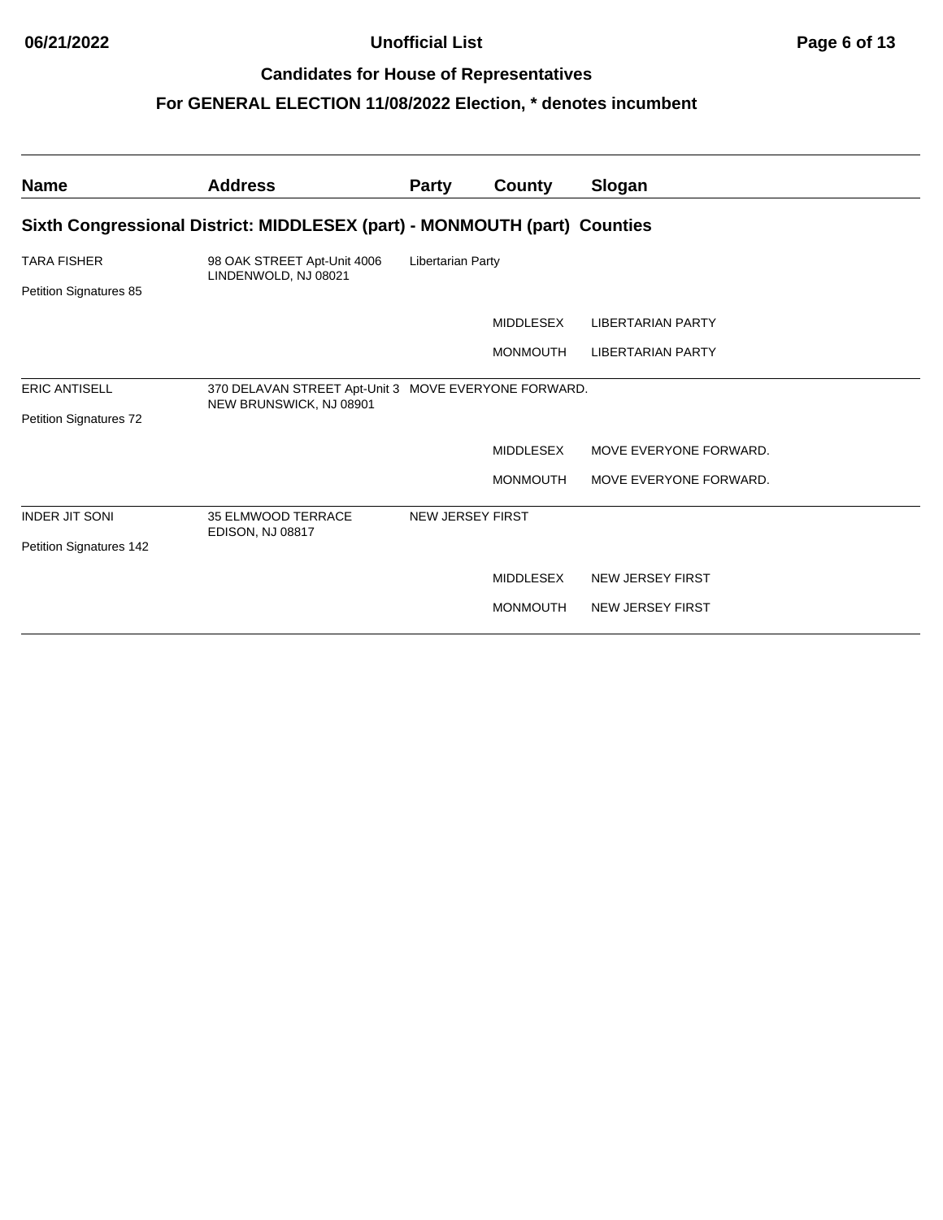**Unofficial List**

**Candidates for House of Representatives**

**For GENERAL ELECTION 11/08/2022 Election, * denotes incumbent**

| Name | Address | Party | County | Slogan |
|---|---|---|---|---|
| **Sixth Congressional District: MIDDLESEX (part) - MONMOUTH (part) Counties** | | | | |
| TARA FISHER | 98 OAK STREET Apt-Unit 4006 LINDENWOLD, NJ 08021 | Libertarian Party | | |
| Petition Signatures 85 | | | | |
| | | | MIDDLESEX | LIBERTARIAN PARTY |
| | | | MONMOUTH | LIBERTARIAN PARTY |
| ERIC ANTISELL | 370 DELAVAN STREET Apt-Unit 3 NEW BRUNSWICK, NJ 08901 | MOVE EVERYONE FORWARD. | | |
| Petition Signatures 72 | | | | |
| | | | MIDDLESEX | MOVE EVERYONE FORWARD. |
| | | | MONMOUTH | MOVE EVERYONE FORWARD. |
| INDER JIT SONI | 35 ELMWOOD TERRACE EDISON, NJ 08817 | NEW JERSEY FIRST | | |
| Petition Signatures 142 | | | | |
| | | | MIDDLESEX | NEW JERSEY FIRST |
| | | | MONMOUTH | NEW JERSEY FIRST |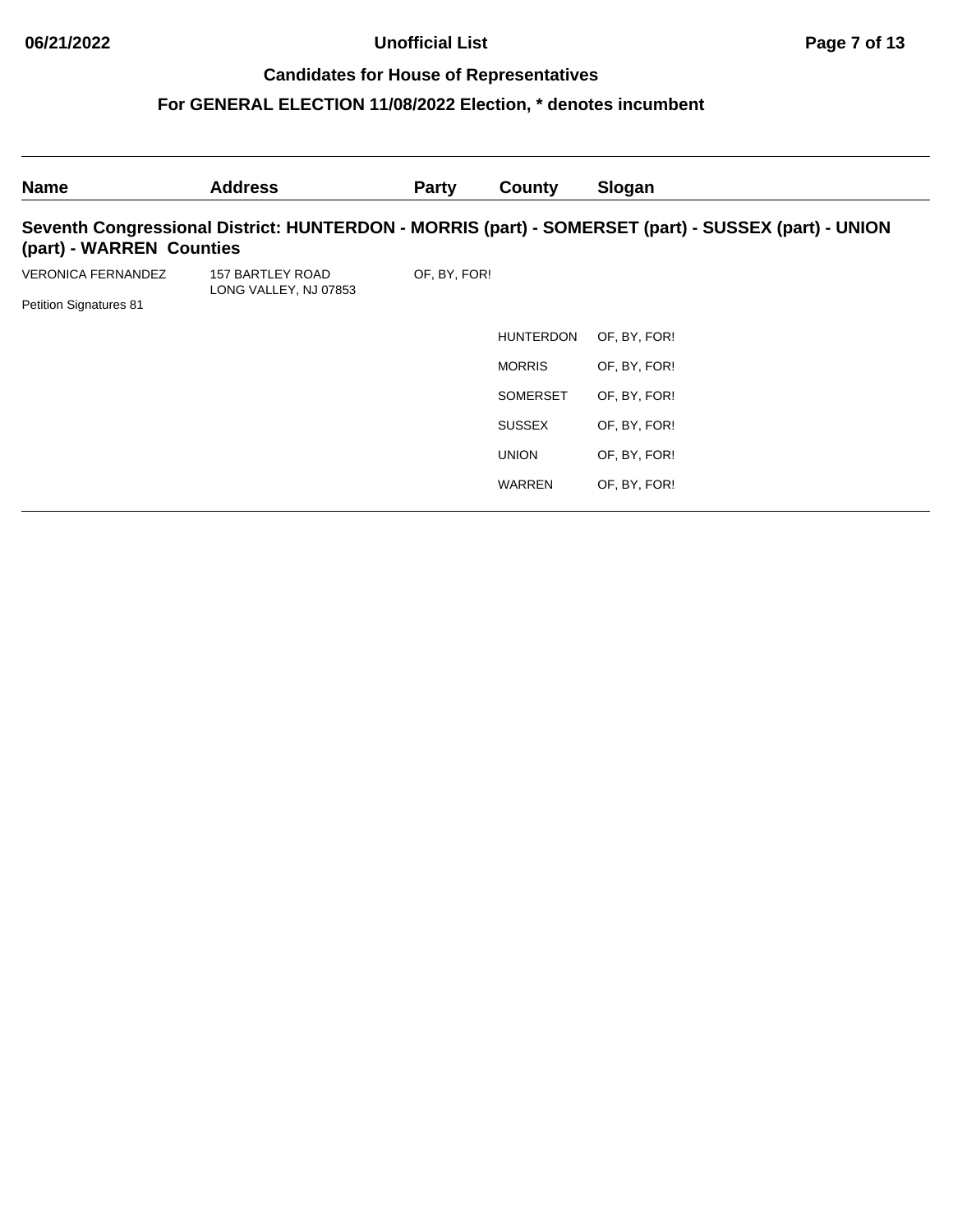Unofficial List

## Candidates for House of Representatives

## For GENERAL ELECTION 11/08/2022 Election, * denotes incumbent

| Name | Address | Party | County | Slogan |
|---|---|---|---|---|
| **Seventh Congressional District: HUNTERDON - MORRIS (part) - SOMERSET (part) - SUSSEX (part) - UNION (part) - WARREN Counties** | | | | |
| VERONICA FERNANDEZ | 157 BARTLEY ROAD<br>LONG VALLEY, NJ 07853 | OF, BY, FOR! | | |
| Petition Signatures 81 | | | | |
| | | | HUNTERDON | OF, BY, FOR! |
| | | | MORRIS | OF, BY, FOR! |
| | | | SOMERSET | OF, BY, FOR! |
| | | | SUSSEX | OF, BY, FOR! |
| | | | UNION | OF, BY, FOR! |
| | | | WARREN | OF, BY, FOR! |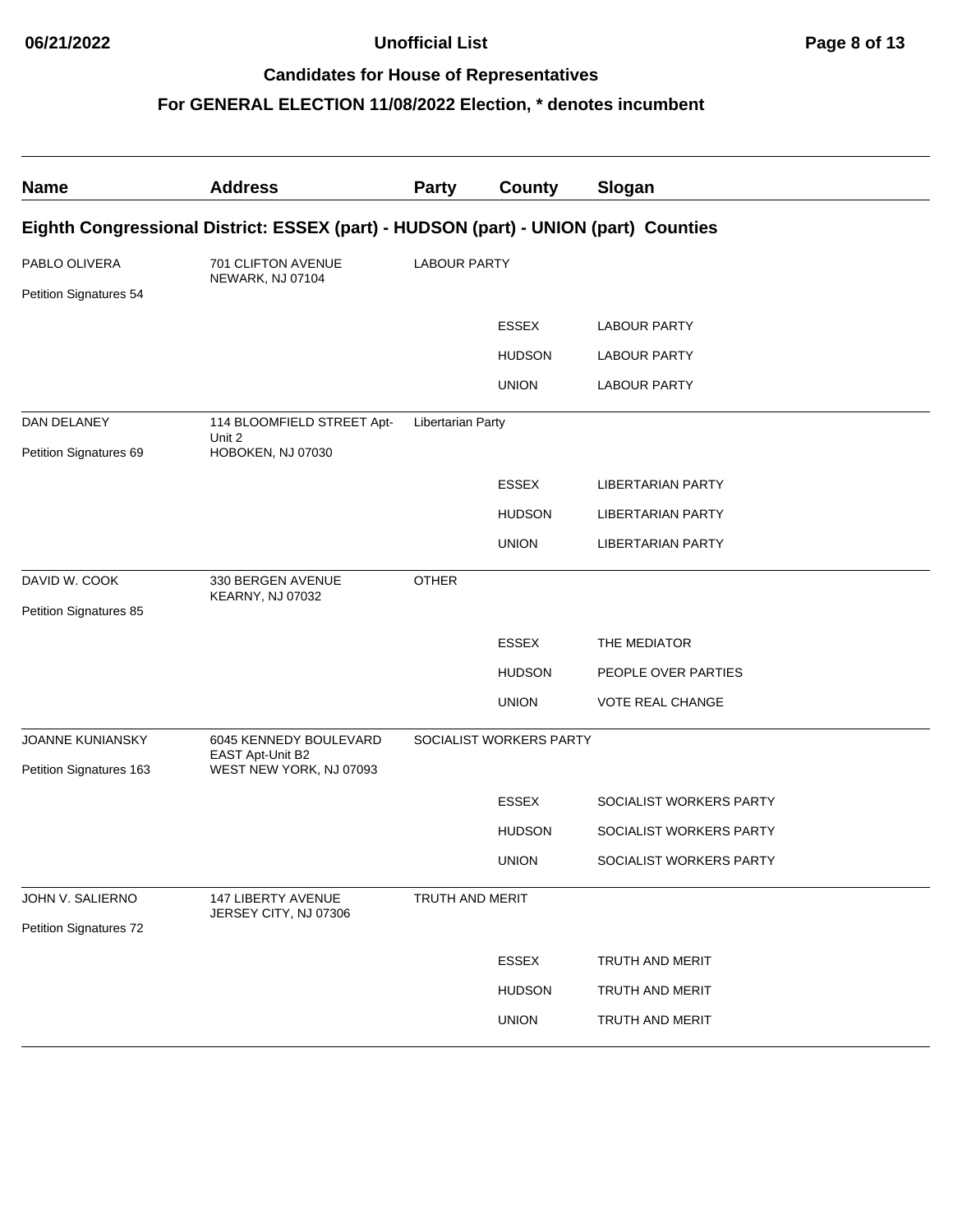# Unofficial List

## Candidates for House of Representatives

## For GENERAL ELECTION 11/08/2022 Election, * denotes incumbent

| Name | Address | Party | County | Slogan |
| --- | --- | --- | --- | --- |
| **Eighth Congressional District: ESSEX (part) - HUDSON (part) - UNION (part) Counties** | | | | |
| PABLO OLIVERA<br>Petition Signatures 54 | 701 CLIFTON AVENUE<br>NEWARK, NJ 07104 | LABOUR PARTY | | |
| | | | ESSEX | LABOUR PARTY |
| | | | HUDSON | LABOUR PARTY |
| | | | UNION | LABOUR PARTY |
| DAN DELANEY<br>Petition Signatures 69 | 114 BLOOMFIELD STREET Apt-Unit 2<br>HOBOKEN, NJ 07030 | Libertarian Party | | |
| | | | ESSEX | LIBERTARIAN PARTY |
| | | | HUDSON | LIBERTARIAN PARTY |
| | | | UNION | LIBERTARIAN PARTY |
| DAVID W. COOK<br>Petition Signatures 85 | 330 BERGEN AVENUE<br>KEARNY, NJ 07032 | OTHER | | |
| | | | ESSEX | THE MEDIATOR |
| | | | HUDSON | PEOPLE OVER PARTIES |
| | | | UNION | VOTE REAL CHANGE |
| JOANNE KUNIANSKY<br>Petition Signatures 163 | 6045 KENNEDY BOULEVARD EAST Apt-Unit B2<br>WEST NEW YORK, NJ 07093 | SOCIALIST WORKERS PARTY | | |
| | | | ESSEX | SOCIALIST WORKERS PARTY |
| | | | HUDSON | SOCIALIST WORKERS PARTY |
| | | | UNION | SOCIALIST WORKERS PARTY |
| JOHN V. SALIERNO<br>Petition Signatures 72 | 147 LIBERTY AVENUE<br>JERSEY CITY, NJ 07306 | TRUTH AND MERIT | | |
| | | | ESSEX | TRUTH AND MERIT |
| | | | HUDSON | TRUTH AND MERIT |
| | | | UNION | TRUTH AND MERIT |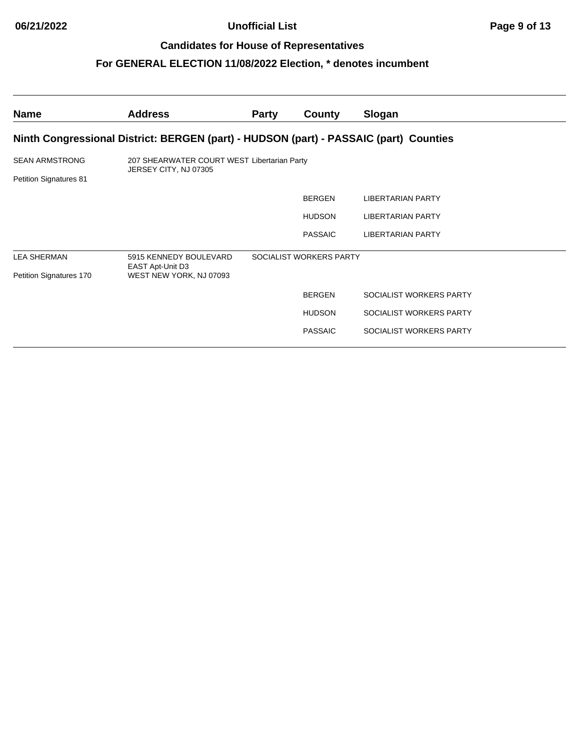| Name | Address | Party | County | Slogan |
|---|---|---|---|---|
| **Ninth Congressional District: BERGEN (part) - HUDSON (part) - PASSAIC (part) Counties** | | | | |
| SEAN ARMSTRONG<br>Petition Signatures 81 | 207 SHEARWATER COURT WEST<br>JERSEY CITY, NJ 07305 | Libertarian Party | | |
| | | | BERGEN | LIBERTARIAN PARTY |
| | | | HUDSON | LIBERTARIAN PARTY |
| | | | PASSAIC | LIBERTARIAN PARTY |
| LEA SHERMAN<br>Petition Signatures 170 | 5915 KENNEDY BOULEVARD EAST Apt-Unit D3<br>WEST NEW YORK, NJ 07093 | SOCIALIST WORKERS PARTY | | |
| | | | BERGEN | SOCIALIST WORKERS PARTY |
| | | | HUDSON | SOCIALIST WORKERS PARTY |
| | | | PASSAIC | SOCIALIST WORKERS PARTY |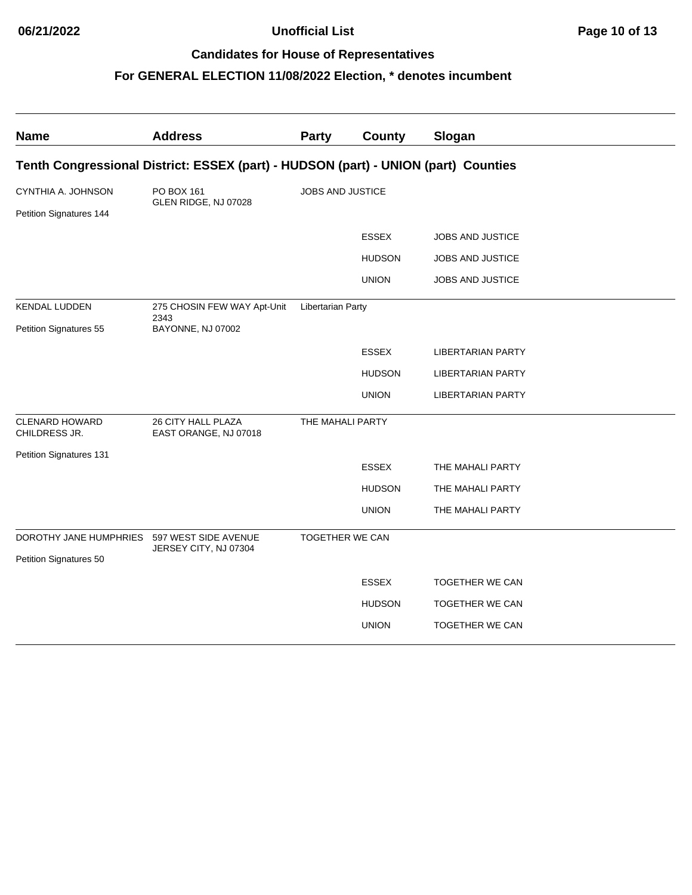# Unofficial List

## Candidates for House of Representatives

## For GENERAL ELECTION 11/08/2022 Election, * denotes incumbent

| Name | Address | Party | County | Slogan |
|---|---|---|---|---|
| **Tenth Congressional District: ESSEX (part) - HUDSON (part) - UNION (part) Counties** | | | | |
| CYNTHIA A. JOHNSON<br>Petition Signatures 144 | PO BOX 161<br>GLEN RIDGE, NJ 07028 | JOBS AND JUSTICE | | |
| | | | ESSEX | JOBS AND JUSTICE |
| | | | HUDSON | JOBS AND JUSTICE |
| | | | UNION | JOBS AND JUSTICE |
| KENDAL LUDDEN<br>Petition Signatures 55 | 275 CHOSIN FEW WAY Apt-Unit 2343<br>BAYONNE, NJ 07002 | Libertarian Party | | |
| | | | ESSEX | LIBERTARIAN PARTY |
| | | | HUDSON | LIBERTARIAN PARTY |
| | | | UNION | LIBERTARIAN PARTY |
| CLENARD HOWARD CHILDRESS JR.<br>Petition Signatures 131 | 26 CITY HALL PLAZA<br>EAST ORANGE, NJ 07018 | THE MAHALI PARTY | | |
| | | | ESSEX | THE MAHALI PARTY |
| | | | HUDSON | THE MAHALI PARTY |
| | | | UNION | THE MAHALI PARTY |
| DOROTHY JANE HUMPHRIES<br>Petition Signatures 50 | 597 WEST SIDE AVENUE<br>JERSEY CITY, NJ 07304 | TOGETHER WE CAN | | |
| | | | ESSEX | TOGETHER WE CAN |
| | | | HUDSON | TOGETHER WE CAN |
| | | | UNION | TOGETHER WE CAN |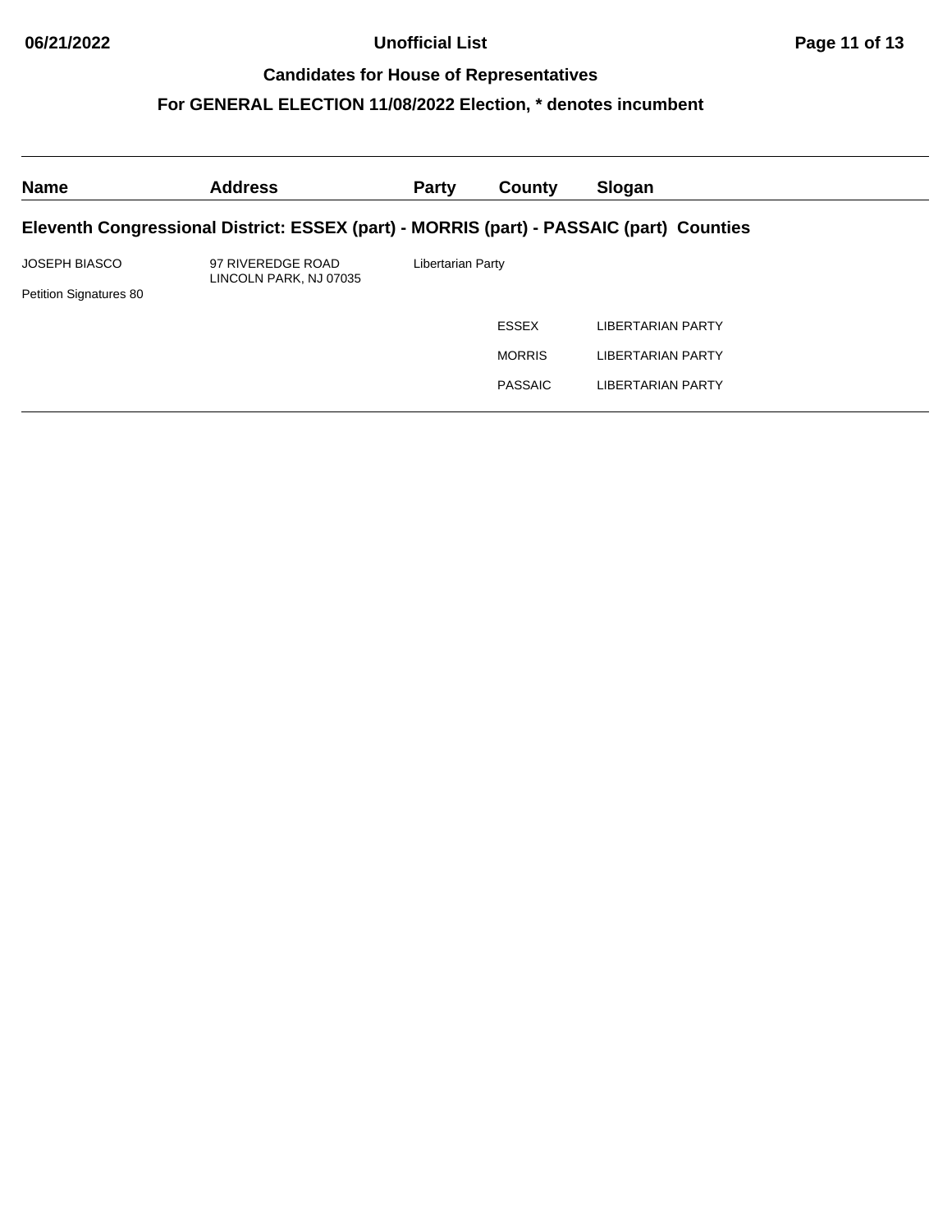# Candidates for House of Representatives

## For GENERAL ELECTION 11/08/2022 Election, * denotes incumbent

| Name | Address | Party | County | Slogan |
|---|---|---|---|---|
| **Eleventh Congressional District: ESSEX (part) - MORRIS (part) - PASSAIC (part) Counties** | | | | |
| JOSEPH BIASCO | 97 RIVEREDGE ROAD<br>LINCOLN PARK, NJ 07035 | Libertarian Party | | |
| Petition Signatures 80 | | | | |
| | | | ESSEX | LIBERTARIAN PARTY |
| | | | MORRIS | LIBERTARIAN PARTY |
| | | | PASSAIC | LIBERTARIAN PARTY |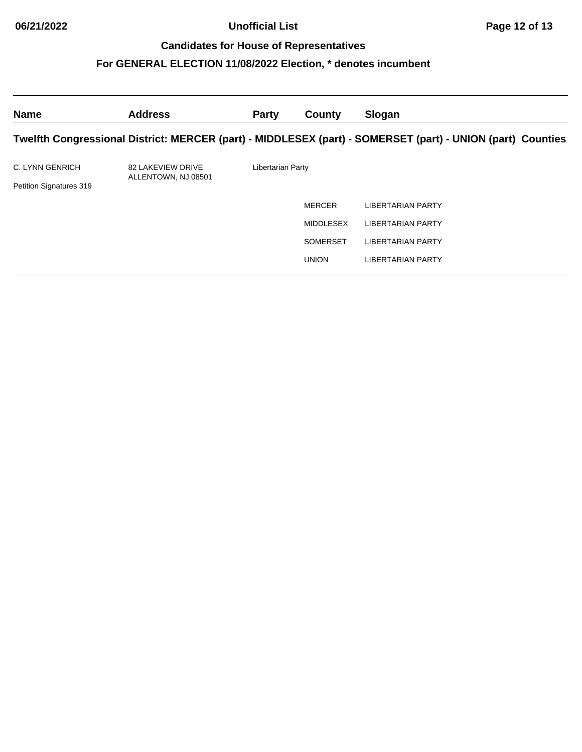| Name | Address | Party | County | Slogan |
|---|---|---|---|---|
| **Twelfth Congressional District: MERCER (part) - MIDDLESEX (part) - SOMERSET (part) - UNION (part) Counties** | | | | |
| C. LYNN GENRICH | 82 LAKEVIEW DRIVE ALLENTOWN, NJ 08501 | Libertarian Party | | |
| Petition Signatures 319 | | | | |
| | | | MERCER | LIBERTARIAN PARTY |
| | | | MIDDLESEX | LIBERTARIAN PARTY |
| | | | SOMERSET | LIBERTARIAN PARTY |
| | | | UNION | LIBERTARIAN PARTY |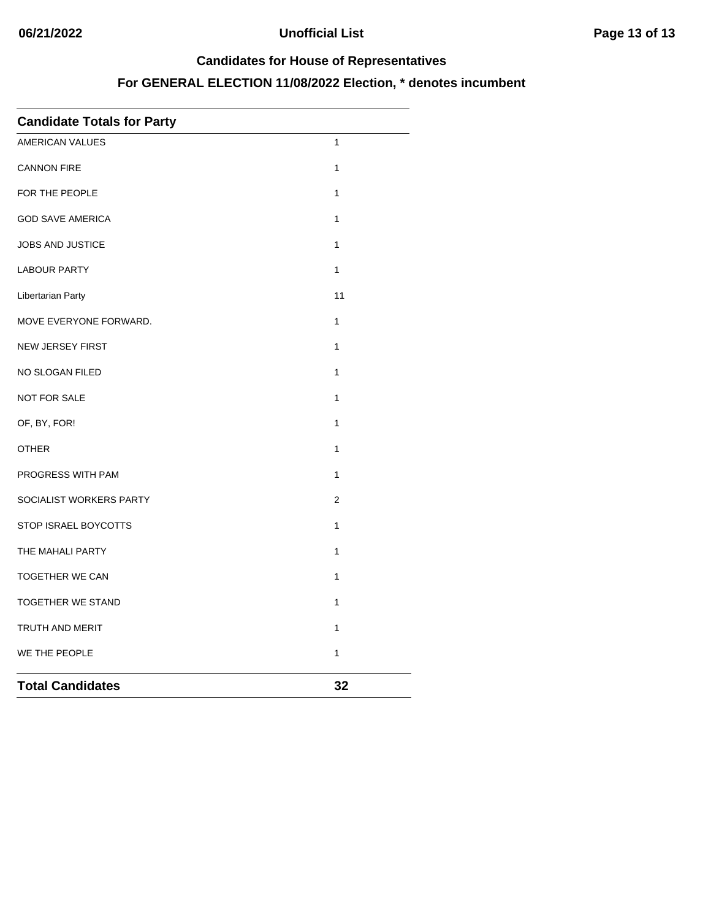## Candidates for House of Representatives

### For GENERAL ELECTION 11/08/2022 Election, * denotes incumbent

| Candidate Totals for Party | |
|---|---|
| AMERICAN VALUES | 1 |
| CANNON FIRE | 1 |
| FOR THE PEOPLE | 1 |
| GOD SAVE AMERICA | 1 |
| JOBS AND JUSTICE | 1 |
| LABOUR PARTY | 1 |
| Libertarian Party | 11 |
| MOVE EVERYONE FORWARD. | 1 |
| NEW JERSEY FIRST | 1 |
| NO SLOGAN FILED | 1 |
| NOT FOR SALE | 1 |
| OF, BY, FOR! | 1 |
| OTHER | 1 |
| PROGRESS WITH PAM | 1 |
| SOCIALIST WORKERS PARTY | 2 |
| STOP ISRAEL BOYCOTTS | 1 |
| THE MAHALI PARTY | 1 |
| TOGETHER WE CAN | 1 |
| TOGETHER WE STAND | 1 |
| TRUTH AND MERIT | 1 |
| WE THE PEOPLE | 1 |
| **Total Candidates** | **32** |